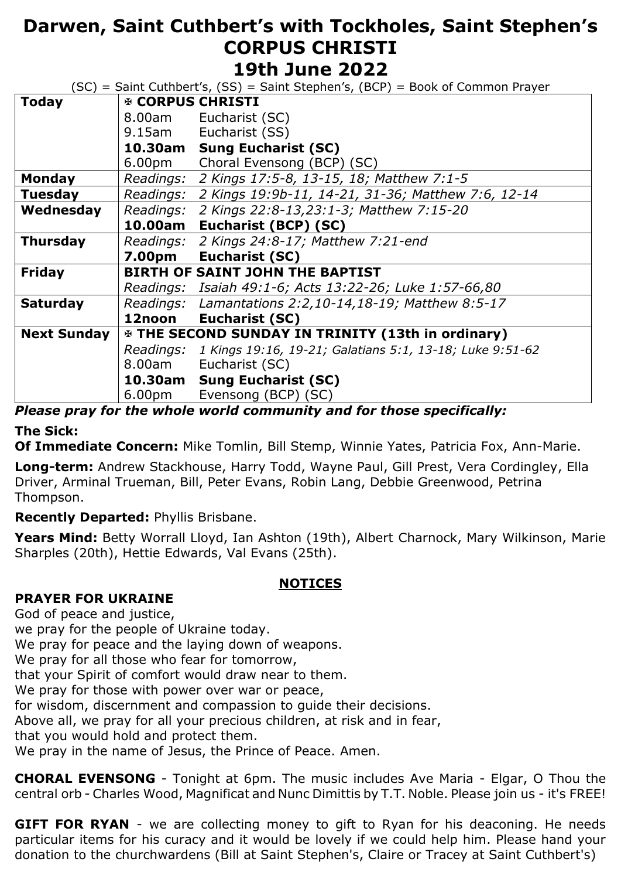# Darwen, Saint Cuthbert's with Tockholes, Saint Stephen's
# CORPUS CHRISTI
# 19th June 2022

(SC) = Saint Cuthbert's, (SS) = Saint Stephen's, (BCP) = Book of Common Prayer

| | | |
|---|---|---|
| **Today** | **✠ CORPUS CHRISTI** | |
| | 8.00am | Eucharist (SC) |
| | 9.15am | Eucharist (SS) |
| | **10.30am** | **Sung Eucharist (SC)** |
| | 6.00pm | Choral Evensong (BCP) (SC) |
| **Monday** | *Readings:* | *2 Kings 17:5-8, 13-15, 18; Matthew 7:1-5* |
| **Tuesday** | *Readings:* | *2 Kings 19:9b-11, 14-21, 31-36; Matthew 7:6, 12-14* |
| **Wednesday** | *Readings:* | *2 Kings 22:8-13,23:1-3; Matthew 7:15-20* |
| | **10.00am** | **Eucharist (BCP) (SC)** |
| **Thursday** | *Readings:* | *2 Kings 24:8-17; Matthew 7:21-end* |
| | **7.00pm** | **Eucharist (SC)** |
| **Friday** | **BIRTH OF SAINT JOHN THE BAPTIST** | |
| | *Readings:* | *Isaiah 49:1-6; Acts 13:22-26; Luke 1:57-66,80* |
| **Saturday** | *Readings:* | *Lamantations 2:2,10-14,18-19; Matthew 8:5-17* |
| | **12noon** | **Eucharist (SC)** |
| **Next Sunday** | **✠ THE SECOND SUNDAY IN TRINITY (13th in ordinary)** | |
| | *Readings:* | *1 Kings 19:16, 19-21; Galatians 5:1, 13-18; Luke 9:51-62* |
| | 8.00am | Eucharist (SC) |
| | **10.30am** | **Sung Eucharist (SC)** |
| | 6.00pm | Evensong (BCP) (SC) |

***Please pray for the whole world community and for those specifically:***

**The Sick:**

**Of Immediate Concern:** Mike Tomlin, Bill Stemp, Winnie Yates, Patricia Fox, Ann-Marie.

**Long-term:** Andrew Stackhouse, Harry Todd, Wayne Paul, Gill Prest, Vera Cordingley, Ella Driver, Arminal Trueman, Bill, Peter Evans, Robin Lang, Debbie Greenwood, Petrina Thompson.

**Recently Departed:** Phyllis Brisbane.

**Years Mind:** Betty Worrall Lloyd, Ian Ashton (19th), Albert Charnock, Mary Wilkinson, Marie Sharples (20th), Hettie Edwards, Val Evans (25th).

## NOTICES

**PRAYER FOR UKRAINE**

God of peace and justice,
we pray for the people of Ukraine today.
We pray for peace and the laying down of weapons.
We pray for all those who fear for tomorrow,
that your Spirit of comfort would draw near to them.
We pray for those with power over war or peace,
for wisdom, discernment and compassion to guide their decisions.
Above all, we pray for all your precious children, at risk and in fear,
that you would hold and protect them.
We pray in the name of Jesus, the Prince of Peace. Amen.

**CHORAL EVENSONG** - Tonight at 6pm. The music includes Ave Maria - Elgar, O Thou the central orb - Charles Wood, Magnificat and Nunc Dimittis by T.T. Noble. Please join us - it's FREE!

**GIFT FOR RYAN** - we are collecting money to gift to Ryan for his deaconing. He needs particular items for his curacy and it would be lovely if we could help him. Please hand your donation to the churchwardens (Bill at Saint Stephen's, Claire or Tracey at Saint Cuthbert's)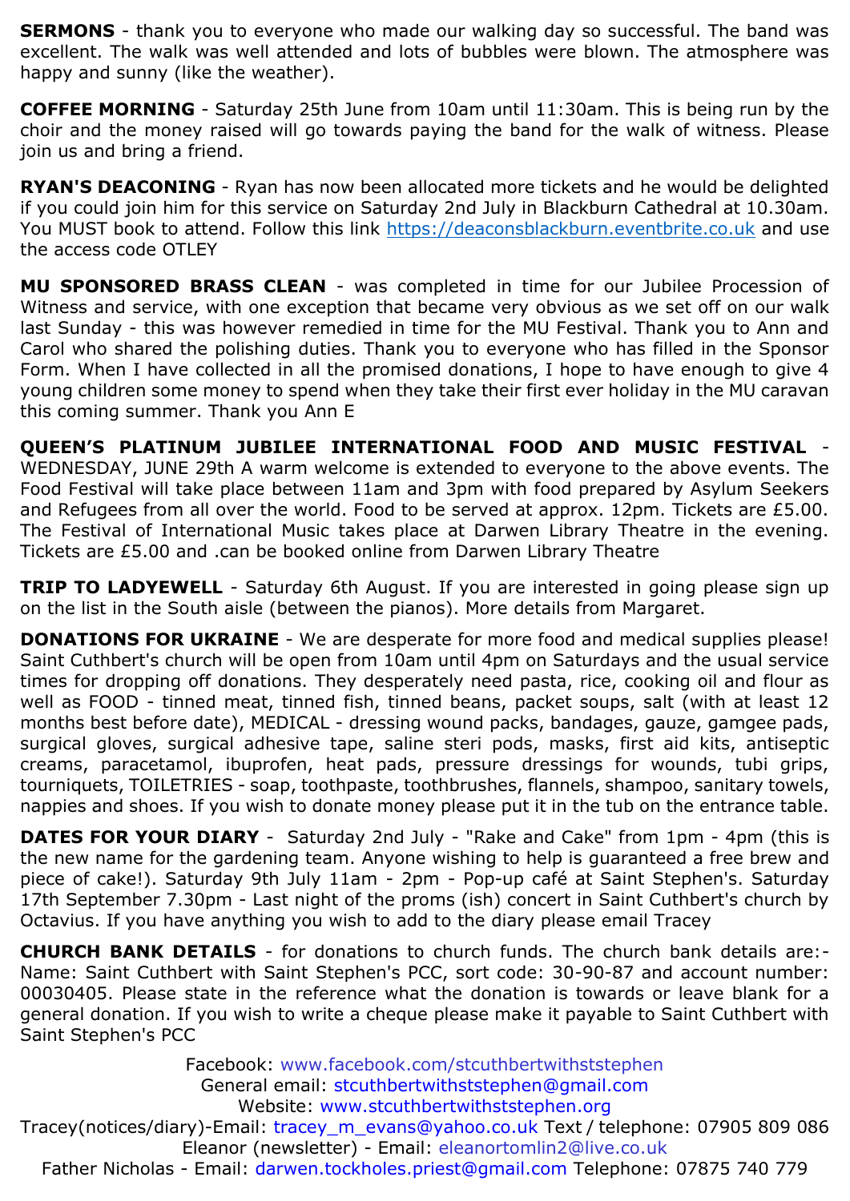**SERMONS** - thank you to everyone who made our walking day so successful. The band was excellent. The walk was well attended and lots of bubbles were blown. The atmosphere was happy and sunny (like the weather).

**COFFEE MORNING** - Saturday 25th June from 10am until 11:30am. This is being run by the choir and the money raised will go towards paying the band for the walk of witness. Please join us and bring a friend.

**RYAN'S DEACONING** - Ryan has now been allocated more tickets and he would be delighted if you could join him for this service on Saturday 2nd July in Blackburn Cathedral at 10.30am. You MUST book to attend. Follow this link https://deaconsblackburn.eventbrite.co.uk and use the access code OTLEY

**MU SPONSORED BRASS CLEAN** - was completed in time for our Jubilee Procession of Witness and service, with one exception that became very obvious as we set off on our walk last Sunday - this was however remedied in time for the MU Festival. Thank you to Ann and Carol who shared the polishing duties. Thank you to everyone who has filled in the Sponsor Form. When I have collected in all the promised donations, I hope to have enough to give 4 young children some money to spend when they take their first ever holiday in the MU caravan this coming summer. Thank you Ann E

**QUEEN'S PLATINUM JUBILEE INTERNATIONAL FOOD AND MUSIC FESTIVAL** - WEDNESDAY, JUNE 29th A warm welcome is extended to everyone to the above events. The Food Festival will take place between 11am and 3pm with food prepared by Asylum Seekers and Refugees from all over the world. Food to be served at approx. 12pm. Tickets are £5.00. The Festival of International Music takes place at Darwen Library Theatre in the evening. Tickets are £5.00 and .can be booked online from Darwen Library Theatre

**TRIP TO LADYEWELL** - Saturday 6th August. If you are interested in going please sign up on the list in the South aisle (between the pianos). More details from Margaret.

**DONATIONS FOR UKRAINE** - We are desperate for more food and medical supplies please! Saint Cuthbert's church will be open from 10am until 4pm on Saturdays and the usual service times for dropping off donations. They desperately need pasta, rice, cooking oil and flour as well as FOOD - tinned meat, tinned fish, tinned beans, packet soups, salt (with at least 12 months best before date), MEDICAL - dressing wound packs, bandages, gauze, gamgee pads, surgical gloves, surgical adhesive tape, saline steri pods, masks, first aid kits, antiseptic creams, paracetamol, ibuprofen, heat pads, pressure dressings for wounds, tubi grips, tourniquets, TOILETRIES - soap, toothpaste, toothbrushes, flannels, shampoo, sanitary towels, nappies and shoes. If you wish to donate money please put it in the tub on the entrance table.

**DATES FOR YOUR DIARY** - Saturday 2nd July - "Rake and Cake" from 1pm - 4pm (this is the new name for the gardening team. Anyone wishing to help is guaranteed a free brew and piece of cake!). Saturday 9th July 11am - 2pm - Pop-up café at Saint Stephen's. Saturday 17th September 7.30pm - Last night of the proms (ish) concert in Saint Cuthbert's church by Octavius. If you have anything you wish to add to the diary please email Tracey

**CHURCH BANK DETAILS** - for donations to church funds. The church bank details are:- Name: Saint Cuthbert with Saint Stephen's PCC, sort code: 30-90-87 and account number: 00030405. Please state in the reference what the donation is towards or leave blank for a general donation. If you wish to write a cheque please make it payable to Saint Cuthbert with Saint Stephen's PCC

Facebook: www.facebook.com/stcuthbertwithststephen
General email: stcuthbertwithststephen@gmail.com
Website: www.stcuthbertwithststephen.org
Tracey(notices/diary)-Email: tracey_m_evans@yahoo.co.uk Text / telephone: 07905 809 086
Eleanor (newsletter) - Email: eleanortomlin2@live.co.uk
Father Nicholas - Email: darwen.tockholes.priest@gmail.com Telephone: 07875 740 779